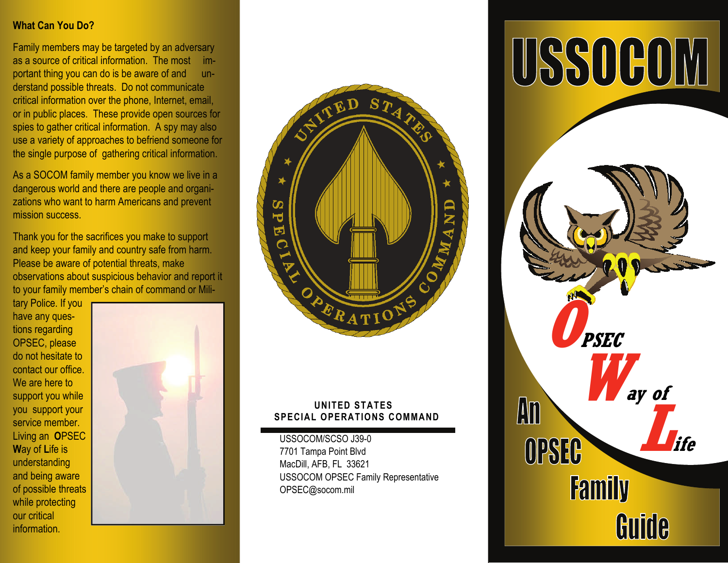## What Can You Do?

Family members may be targeted by an adversary as a source of critical information. The most important thing you can do is be aware of and understand possible threats. Do not communicate critical information over the phone, Internet, email, or in public places. These provide open sources for spies to gather critical information. A spy may also use a variety of approaches to befriend someone for the single purpose of gathering critical information.

As a SOCOM family member you know we live in a dangerous world and there are people and organizations who want to harm Americans and prevent mission success.

Thank you for the sacrifices you make to support and keep your family and country safe from harm. Please be aware of potential threats, make observations about suspicious behavior and report it to your family member's chain of command or Military Police. If you have any questions regarding OPSEC, please do not hesitate to contact our office. We are here to support you while you support your service member. Living an **O**PSEC **W**ay of **L**ife is understanding and being aware of possible threats while protecting our critical information.

UNITED STATES SPECIAL OPERATIONS COMMAND

**UNITED STATES SPECIAL OPERATIONS COMMAND**

USSOCOM/SCSO J39-0
7701 Tampa Point Blvd
MacDill, AFB, FL 33621
USSOCOM OPSEC Family Representative
OPSEC@socom.mil

# USSOCOM

**O**PSEC **W**ay of **L**ife

## An OPSEC Family Guide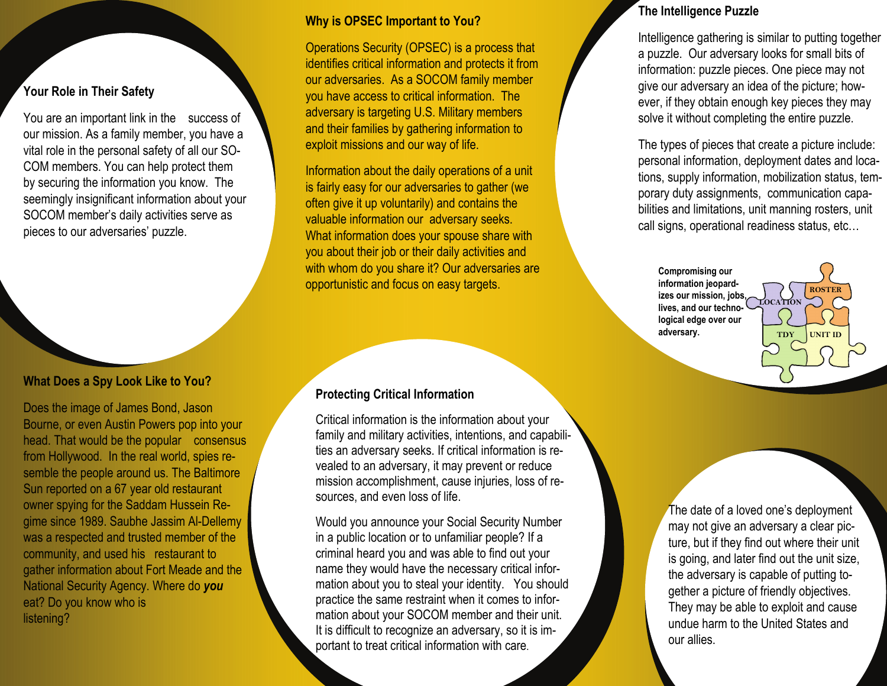## Your Role in Their Safety

You are an important link in the success of our mission. As a family member, you have a vital role in the personal safety of all our SOCOM members. You can help protect them by securing the information you know. The seemingly insignificant information about your SOCOM member's daily activities serve as pieces to our adversaries' puzzle.

## What Does a Spy Look Like to You?

Does the image of James Bond, Jason Bourne, or even Austin Powers pop into your head. That would be the popular consensus from Hollywood. In the real world, spies resemble the people around us. The Baltimore Sun reported on a 67 year old restaurant owner spying for the Saddam Hussein Regime since 1989. Saubhe Jassim Al-Dellemy was a respected and trusted member of the community, and used his restaurant to gather information about Fort Meade and the National Security Agency. Where do ***you*** eat? Do you know who is listening?

## Why is OPSEC Important to You?

Operations Security (OPSEC) is a process that identifies critical information and protects it from our adversaries. As a SOCOM family member you have access to critical information. The adversary is targeting U.S. Military members and their families by gathering information to exploit missions and our way of life.

Information about the daily operations of a unit is fairly easy for our adversaries to gather (we often give it up voluntarily) and contains the valuable information our adversary seeks. What information does your spouse share with you about their job or their daily activities and with whom do you share it? Our adversaries are opportunistic and focus on easy targets.

## Protecting Critical Information

Critical information is the information about your family and military activities, intentions, and capabilities an adversary seeks. If critical information is revealed to an adversary, it may prevent or reduce mission accomplishment, cause injuries, loss of resources, and even loss of life.

Would you announce your Social Security Number in a public location or to unfamiliar people? If a criminal heard you and was able to find out your name they would have the necessary critical information about you to steal your identity. You should practice the same restraint when it comes to information about your SOCOM member and their unit. It is difficult to recognize an adversary, so it is important to treat critical information with care.

## The Intelligence Puzzle

Intelligence gathering is similar to putting together a puzzle. Our adversary looks for small bits of information: puzzle pieces. One piece may not give our adversary an idea of the picture; however, if they obtain enough key pieces they may solve it without completing the entire puzzle.

The types of pieces that create a picture include: personal information, deployment dates and locations, supply information, mobilization status, temporary duty assignments, communication capabilities and limitations, unit manning rosters, unit call signs, operational readiness status, etc…

**Compromising our information jeopardizes our mission, jobs, lives, and our technological edge over our adversary.**

LOCATION
ROSTER
TDY
UNIT ID

The date of a loved one's deployment may not give an adversary a clear picture, but if they find out where their unit is going, and later find out the unit size, the adversary is capable of putting together a picture of friendly objectives. They may be able to exploit and cause undue harm to the United States and our allies.